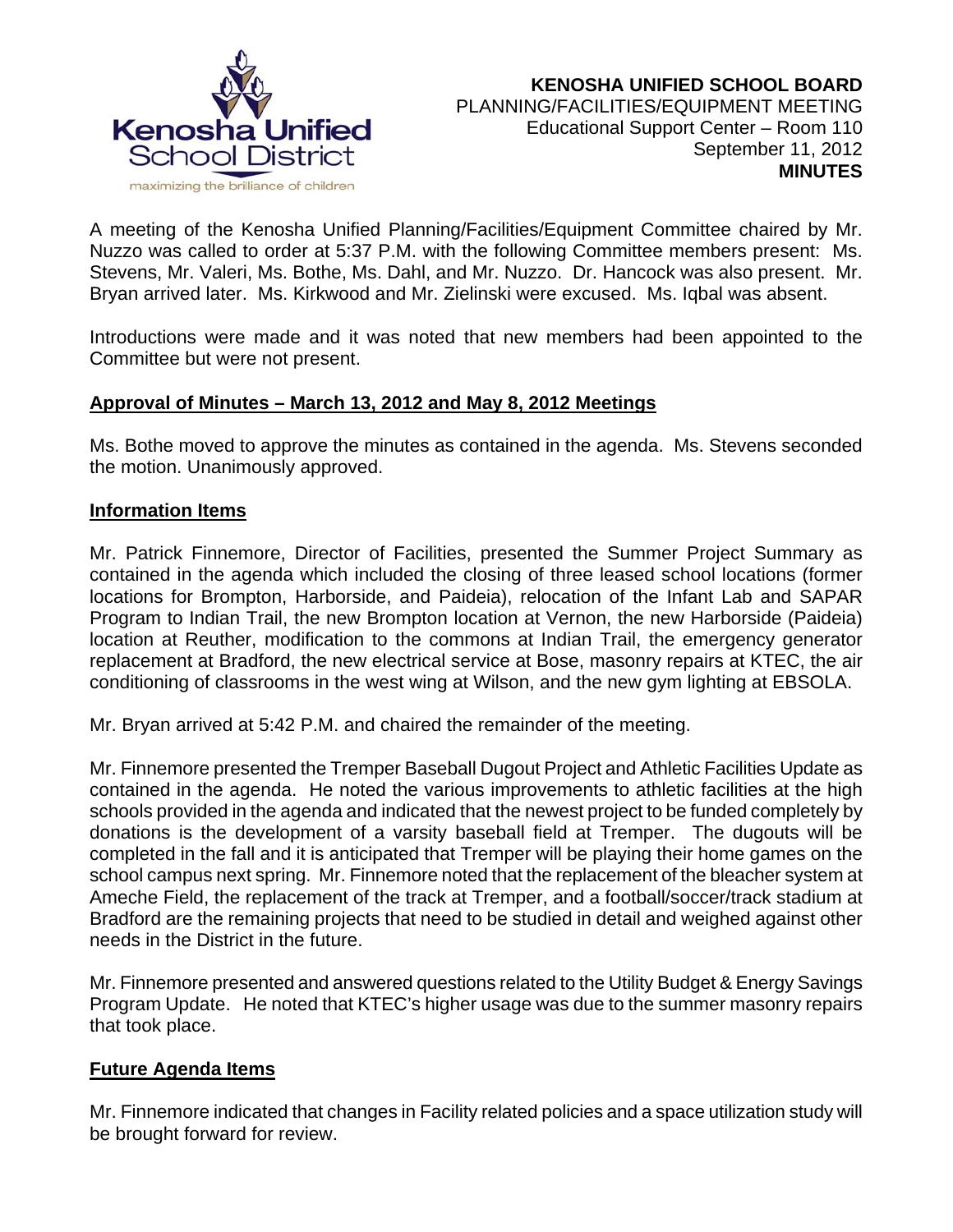**KENOSHA UNIFIED SCHOOL BOARD**
PLANNING/FACILITIES/EQUIPMENT MEETING
Educational Support Center – Room 110
September 11, 2012
**MINUTES**

A meeting of the Kenosha Unified Planning/Facilities/Equipment Committee chaired by Mr. Nuzzo was called to order at 5:37 P.M. with the following Committee members present: Ms. Stevens, Mr. Valeri, Ms. Bothe, Ms. Dahl, and Mr. Nuzzo. Dr. Hancock was also present. Mr. Bryan arrived later. Ms. Kirkwood and Mr. Zielinski were excused. Ms. Iqbal was absent.

Introductions were made and it was noted that new members had been appointed to the Committee but were not present.

## Approval of Minutes – March 13, 2012 and May 8, 2012 Meetings

Ms. Bothe moved to approve the minutes as contained in the agenda. Ms. Stevens seconded the motion. Unanimously approved.

## Information Items

Mr. Patrick Finnemore, Director of Facilities, presented the Summer Project Summary as contained in the agenda which included the closing of three leased school locations (former locations for Brompton, Harborside, and Paideia), relocation of the Infant Lab and SAPAR Program to Indian Trail, the new Brompton location at Vernon, the new Harborside (Paideia) location at Reuther, modification to the commons at Indian Trail, the emergency generator replacement at Bradford, the new electrical service at Bose, masonry repairs at KTEC, the air conditioning of classrooms in the west wing at Wilson, and the new gym lighting at EBSOLA.

Mr. Bryan arrived at 5:42 P.M. and chaired the remainder of the meeting.

Mr. Finnemore presented the Tremper Baseball Dugout Project and Athletic Facilities Update as contained in the agenda. He noted the various improvements to athletic facilities at the high schools provided in the agenda and indicated that the newest project to be funded completely by donations is the development of a varsity baseball field at Tremper. The dugouts will be completed in the fall and it is anticipated that Tremper will be playing their home games on the school campus next spring. Mr. Finnemore noted that the replacement of the bleacher system at Ameche Field, the replacement of the track at Tremper, and a football/soccer/track stadium at Bradford are the remaining projects that need to be studied in detail and weighed against other needs in the District in the future.

Mr. Finnemore presented and answered questions related to the Utility Budget & Energy Savings Program Update. He noted that KTEC's higher usage was due to the summer masonry repairs that took place.

## Future Agenda Items

Mr. Finnemore indicated that changes in Facility related policies and a space utilization study will be brought forward for review.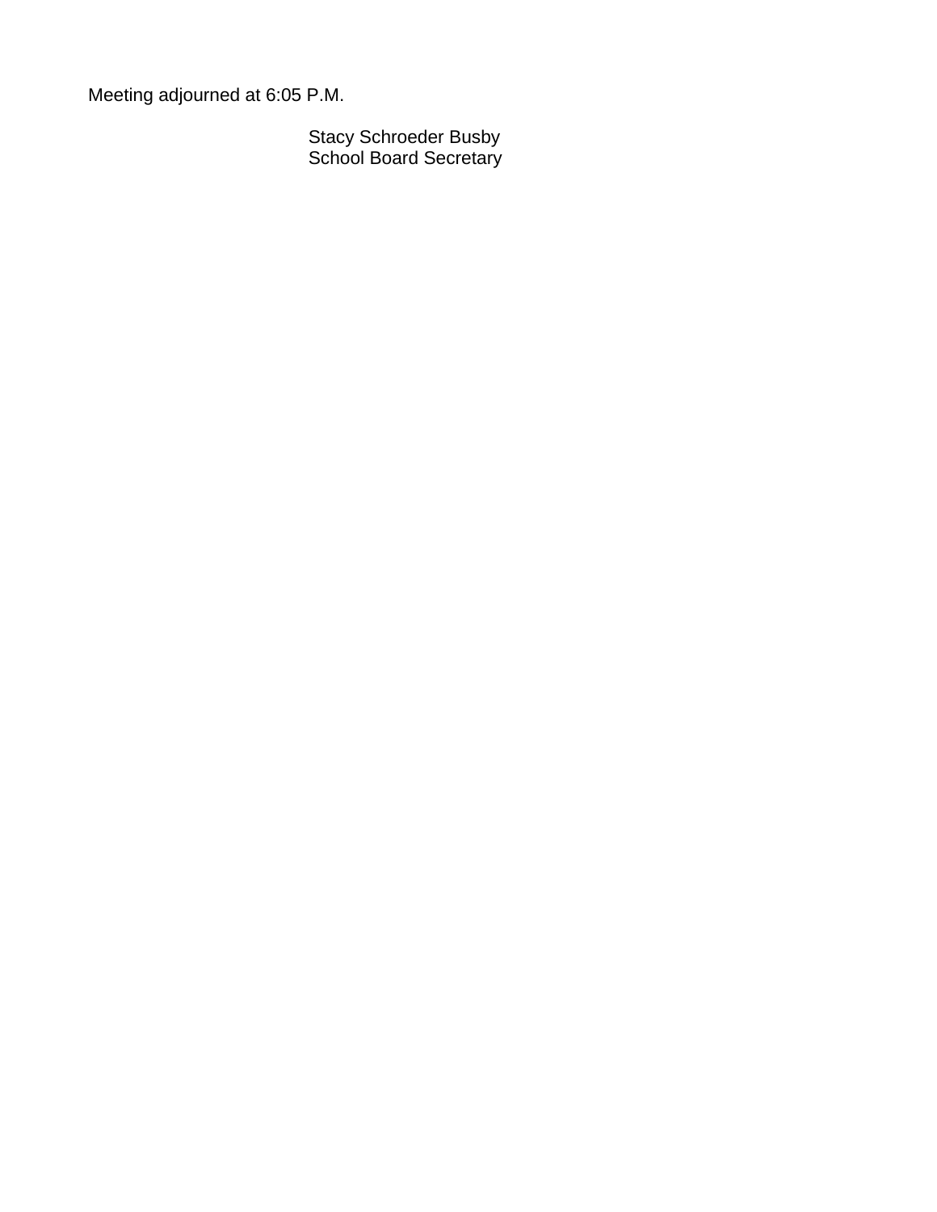Meeting adjourned at 6:05 P.M.

Stacy Schroeder Busby
School Board Secretary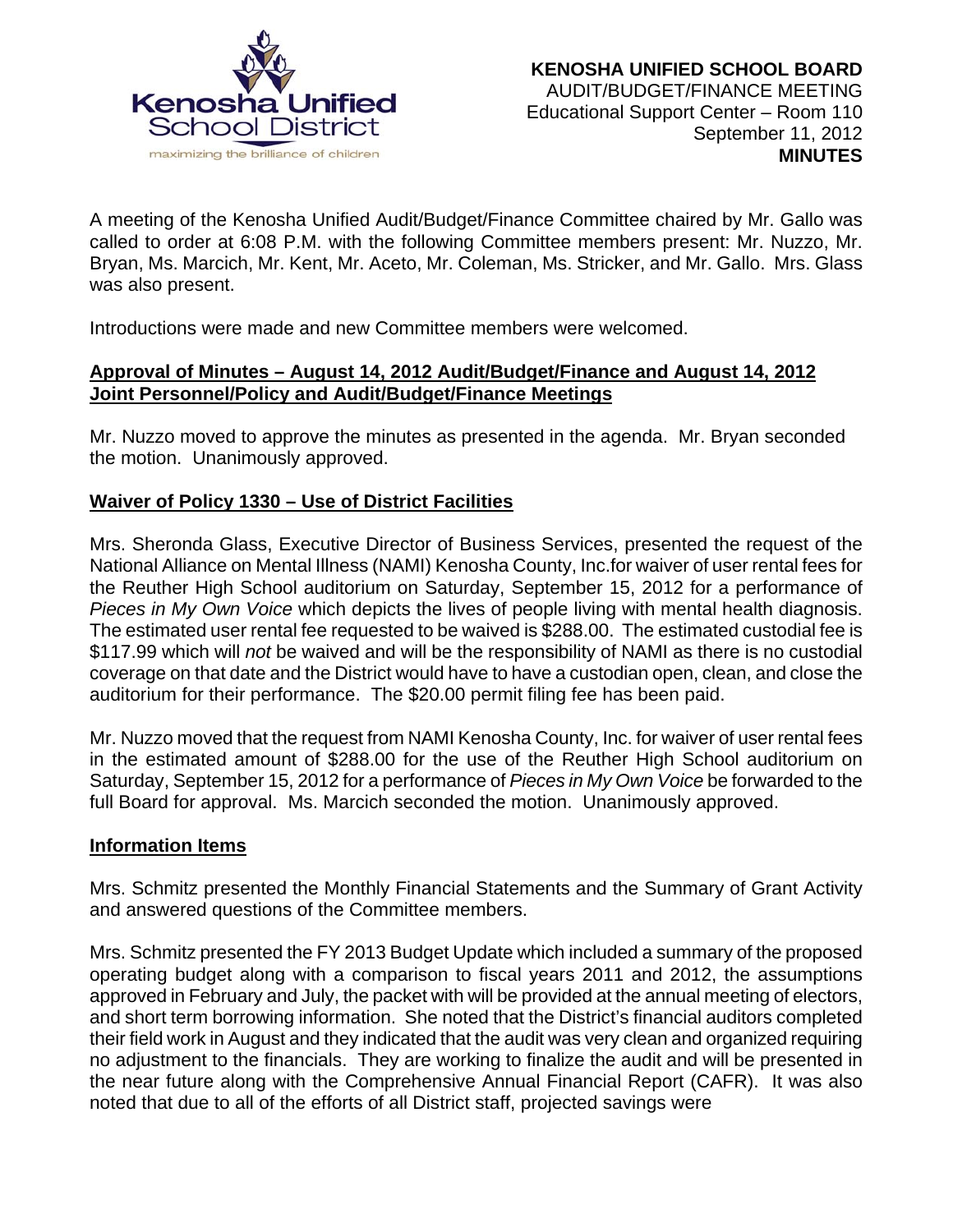**KENOSHA UNIFIED SCHOOL BOARD**
AUDIT/BUDGET/FINANCE MEETING
Educational Support Center – Room 110
September 11, 2012
**MINUTES**

A meeting of the Kenosha Unified Audit/Budget/Finance Committee chaired by Mr. Gallo was called to order at 6:08 P.M. with the following Committee members present: Mr. Nuzzo, Mr. Bryan, Ms. Marcich, Mr. Kent, Mr. Aceto, Mr. Coleman, Ms. Stricker, and Mr. Gallo. Mrs. Glass was also present.

Introductions were made and new Committee members were welcomed.

**Approval of Minutes – August 14, 2012 Audit/Budget/Finance and August 14, 2012 Joint Personnel/Policy and Audit/Budget/Finance Meetings**

Mr. Nuzzo moved to approve the minutes as presented in the agenda. Mr. Bryan seconded the motion. Unanimously approved.

**Waiver of Policy 1330 – Use of District Facilities**

Mrs. Sheronda Glass, Executive Director of Business Services, presented the request of the National Alliance on Mental Illness (NAMI) Kenosha County, Inc.for waiver of user rental fees for the Reuther High School auditorium on Saturday, September 15, 2012 for a performance of *Pieces in My Own Voice* which depicts the lives of people living with mental health diagnosis. The estimated user rental fee requested to be waived is $288.00. The estimated custodial fee is $117.99 which will *not* be waived and will be the responsibility of NAMI as there is no custodial coverage on that date and the District would have to have a custodian open, clean, and close the auditorium for their performance. The $20.00 permit filing fee has been paid.

Mr. Nuzzo moved that the request from NAMI Kenosha County, Inc. for waiver of user rental fees in the estimated amount of $288.00 for the use of the Reuther High School auditorium on Saturday, September 15, 2012 for a performance of *Pieces in My Own Voice* be forwarded to the full Board for approval. Ms. Marcich seconded the motion. Unanimously approved.

**Information Items**

Mrs. Schmitz presented the Monthly Financial Statements and the Summary of Grant Activity and answered questions of the Committee members.

Mrs. Schmitz presented the FY 2013 Budget Update which included a summary of the proposed operating budget along with a comparison to fiscal years 2011 and 2012, the assumptions approved in February and July, the packet with will be provided at the annual meeting of electors, and short term borrowing information. She noted that the District's financial auditors completed their field work in August and they indicated that the audit was very clean and organized requiring no adjustment to the financials. They are working to finalize the audit and will be presented in the near future along with the Comprehensive Annual Financial Report (CAFR). It was also noted that due to all of the efforts of all District staff, projected savings were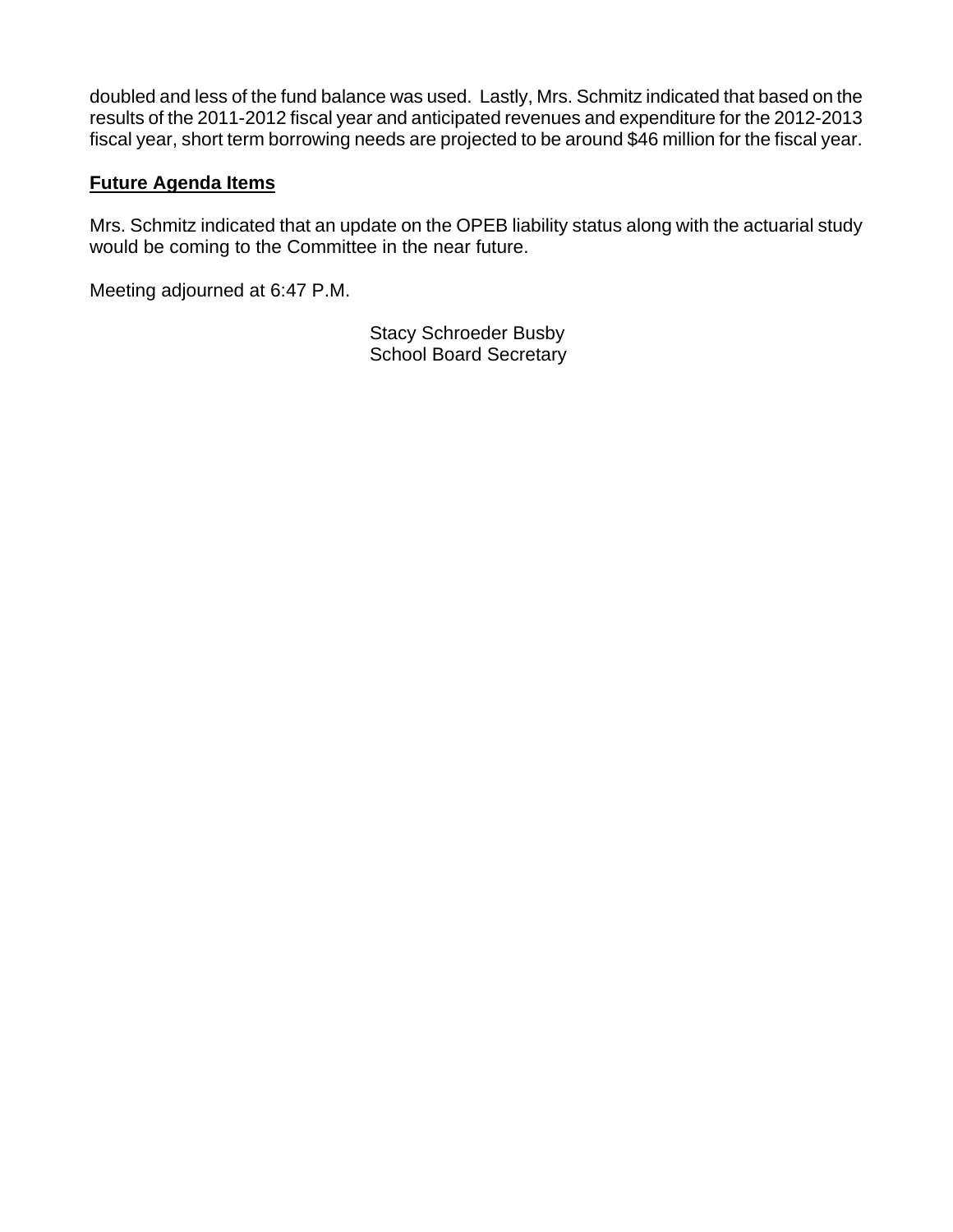doubled and less of the fund balance was used. Lastly, Mrs. Schmitz indicated that based on the results of the 2011-2012 fiscal year and anticipated revenues and expenditure for the 2012-2013 fiscal year, short term borrowing needs are projected to be around $46 million for the fiscal year.

**Future Agenda Items**

Mrs. Schmitz indicated that an update on the OPEB liability status along with the actuarial study would be coming to the Committee in the near future.

Meeting adjourned at 6:47 P.M.

Stacy Schroeder Busby
School Board Secretary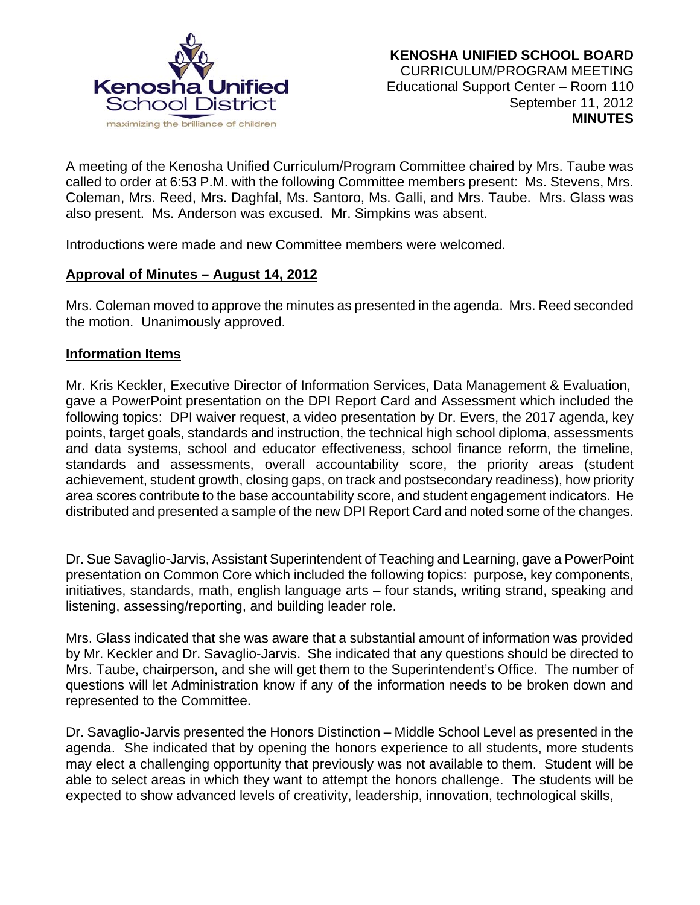**KENOSHA UNIFIED SCHOOL BOARD**
CURRICULUM/PROGRAM MEETING
Educational Support Center – Room 110
September 11, 2012
**MINUTES**

A meeting of the Kenosha Unified Curriculum/Program Committee chaired by Mrs. Taube was called to order at 6:53 P.M. with the following Committee members present: Ms. Stevens, Mrs. Coleman, Mrs. Reed, Mrs. Daghfal, Ms. Santoro, Ms. Galli, and Mrs. Taube. Mrs. Glass was also present. Ms. Anderson was excused. Mr. Simpkins was absent.

Introductions were made and new Committee members were welcomed.

**Approval of Minutes – August 14, 2012**

Mrs. Coleman moved to approve the minutes as presented in the agenda. Mrs. Reed seconded the motion. Unanimously approved.

**Information Items**

Mr. Kris Keckler, Executive Director of Information Services, Data Management & Evaluation, gave a PowerPoint presentation on the DPI Report Card and Assessment which included the following topics: DPI waiver request, a video presentation by Dr. Evers, the 2017 agenda, key points, target goals, standards and instruction, the technical high school diploma, assessments and data systems, school and educator effectiveness, school finance reform, the timeline, standards and assessments, overall accountability score, the priority areas (student achievement, student growth, closing gaps, on track and postsecondary readiness), how priority area scores contribute to the base accountability score, and student engagement indicators. He distributed and presented a sample of the new DPI Report Card and noted some of the changes.

Dr. Sue Savaglio-Jarvis, Assistant Superintendent of Teaching and Learning, gave a PowerPoint presentation on Common Core which included the following topics: purpose, key components, initiatives, standards, math, english language arts – four stands, writing strand, speaking and listening, assessing/reporting, and building leader role.

Mrs. Glass indicated that she was aware that a substantial amount of information was provided by Mr. Keckler and Dr. Savaglio-Jarvis. She indicated that any questions should be directed to Mrs. Taube, chairperson, and she will get them to the Superintendent's Office. The number of questions will let Administration know if any of the information needs to be broken down and represented to the Committee.

Dr. Savaglio-Jarvis presented the Honors Distinction – Middle School Level as presented in the agenda. She indicated that by opening the honors experience to all students, more students may elect a challenging opportunity that previously was not available to them. Student will be able to select areas in which they want to attempt the honors challenge. The students will be expected to show advanced levels of creativity, leadership, innovation, technological skills,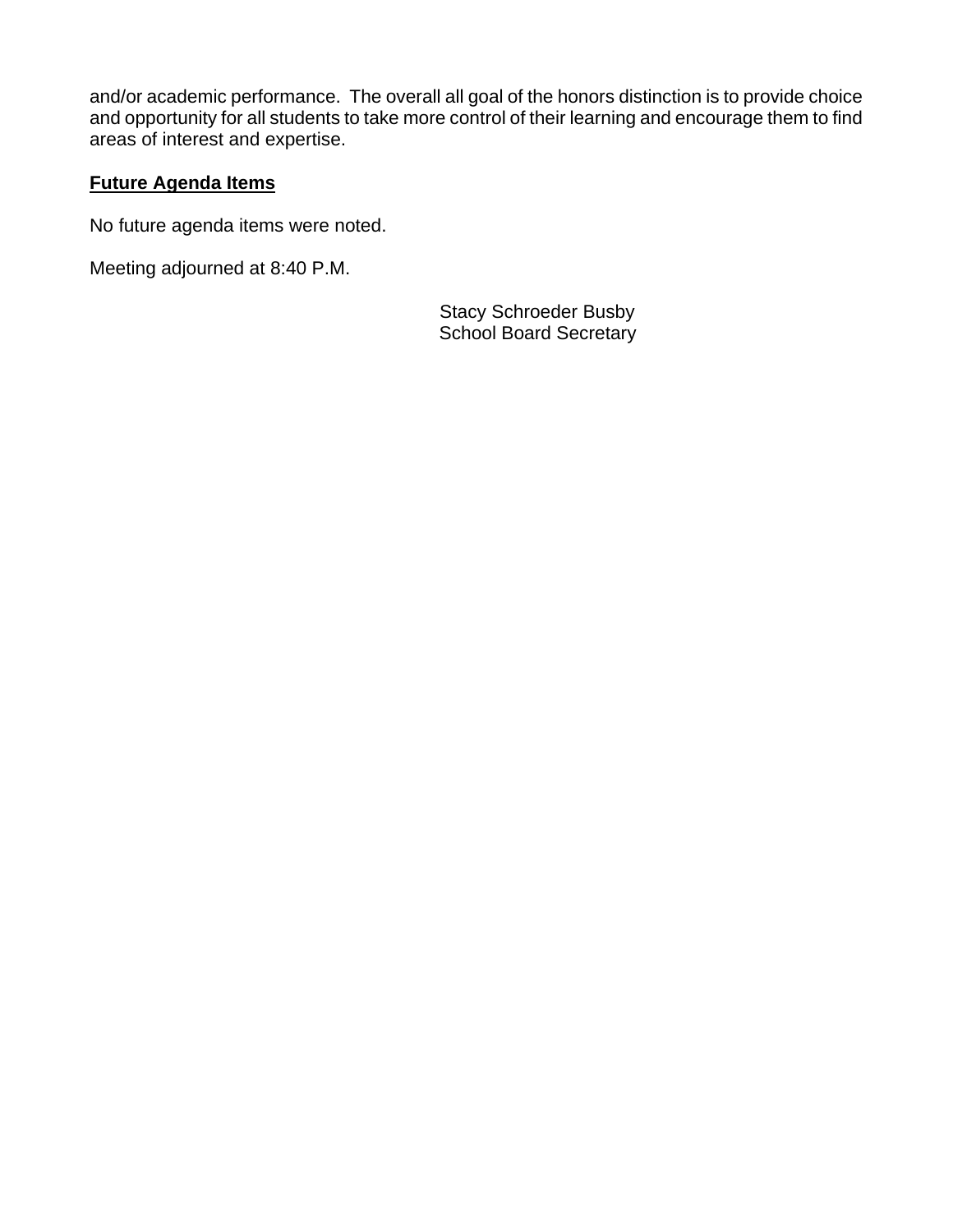and/or academic performance. The overall all goal of the honors distinction is to provide choice and opportunity for all students to take more control of their learning and encourage them to find areas of interest and expertise.

**Future Agenda Items**

No future agenda items were noted.

Meeting adjourned at 8:40 P.M.

Stacy Schroeder Busby
School Board Secretary